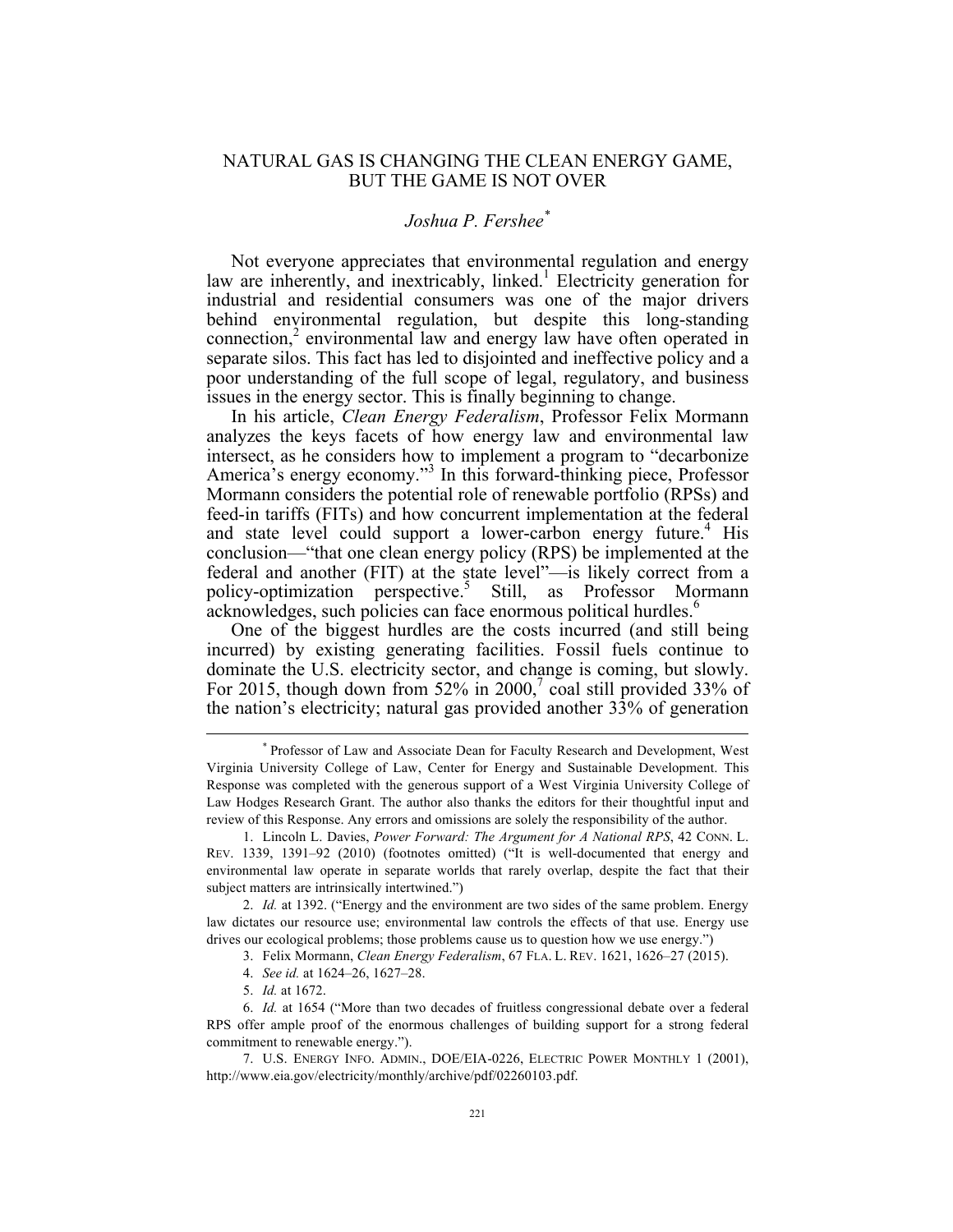# NATURAL GAS IS CHANGING THE CLEAN ENERGY GAME, BUT THE GAME IS NOT OVER

## *Joshua P. Fershee*[*]

Not everyone appreciates that environmental regulation and energy law are inherently, and inextricably, linked.[1] Electricity generation for industrial and residential consumers was one of the major drivers behind environmental regulation, but despite this long-standing connection,[2] environmental law and energy law have often operated in separate silos. This fact has led to disjointed and ineffective policy and a poor understanding of the full scope of legal, regulatory, and business issues in the energy sector. This is finally beginning to change.

In his article, *Clean Energy Federalism*, Professor Felix Mormann analyzes the keys facets of how energy law and environmental law intersect, as he considers how to implement a program to "decarbonize America's energy economy."[3] In this forward-thinking piece, Professor Mormann considers the potential role of renewable portfolio (RPSs) and feed-in tariffs (FITs) and how concurrent implementation at the federal and state level could support a lower-carbon energy future.[4] His conclusion—"that one clean energy policy (RPS) be implemented at the federal and another (FIT) at the state level"—is likely correct from a policy-optimization perspective.[5] Still, as Professor Mormann acknowledges, such policies can face enormous political hurdles.[6]

One of the biggest hurdles are the costs incurred (and still being incurred) by existing generating facilities. Fossil fuels continue to dominate the U.S. electricity sector, and change is coming, but slowly. For 2015, though down from 52% in 2000,[7] coal still provided 33% of the nation's electricity; natural gas provided another 33% of generation

---

[*] Professor of Law and Associate Dean for Faculty Research and Development, West Virginia University College of Law, Center for Energy and Sustainable Development. This Response was completed with the generous support of a West Virginia University College of Law Hodges Research Grant. The author also thanks the editors for their thoughtful input and review of this Response. Any errors and omissions are solely the responsibility of the author.

1. Lincoln L. Davies, *Power Forward: The Argument for A National RPS*, 42 CONN. L. REV. 1339, 1391–92 (2010) (footnotes omitted) ("It is well-documented that energy and environmental law operate in separate worlds that rarely overlap, despite the fact that their subject matters are intrinsically intertwined.")

2. *Id.* at 1392. ("Energy and the environment are two sides of the same problem. Energy law dictates our resource use; environmental law controls the effects of that use. Energy use drives our ecological problems; those problems cause us to question how we use energy.")

3. Felix Mormann, *Clean Energy Federalism*, 67 FLA. L. REV. 1621, 1626–27 (2015).

4. *See id.* at 1624–26, 1627–28.

5. *Id.* at 1672.

6. *Id.* at 1654 ("More than two decades of fruitless congressional debate over a federal RPS offer ample proof of the enormous challenges of building support for a strong federal commitment to renewable energy.").

7. U.S. ENERGY INFO. ADMIN., DOE/EIA-0226, ELECTRIC POWER MONTHLY 1 (2001), http://www.eia.gov/electricity/monthly/archive/pdf/02260103.pdf.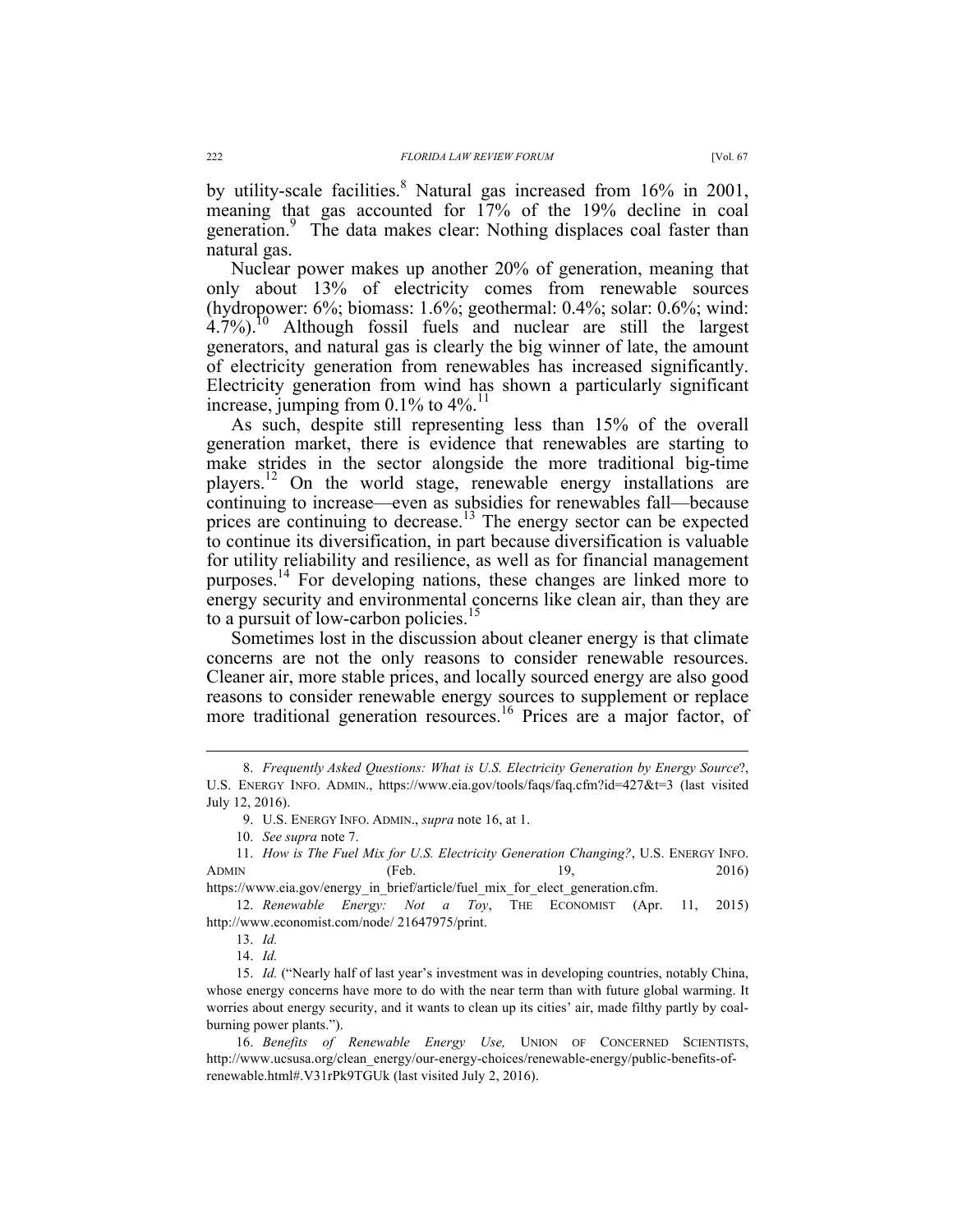by utility-scale facilities.[8] Natural gas increased from 16% in 2001, meaning that gas accounted for 17% of the 19% decline in coal generation.[9] The data makes clear: Nothing displaces coal faster than natural gas.

Nuclear power makes up another 20% of generation, meaning that only about 13% of electricity comes from renewable sources (hydropower: 6%; biomass: 1.6%; geothermal: 0.4%; solar: 0.6%; wind: 4.7%).[10] Although fossil fuels and nuclear are still the largest generators, and natural gas is clearly the big winner of late, the amount of electricity generation from renewables has increased significantly. Electricity generation from wind has shown a particularly significant increase, jumping from 0.1% to 4%.[11]

As such, despite still representing less than 15% of the overall generation market, there is evidence that renewables are starting to make strides in the sector alongside the more traditional big-time players.[12] On the world stage, renewable energy installations are continuing to increase—even as subsidies for renewables fall—because prices are continuing to decrease.[13] The energy sector can be expected to continue its diversification, in part because diversification is valuable for utility reliability and resilience, as well as for financial management purposes.[14] For developing nations, these changes are linked more to energy security and environmental concerns like clean air, than they are to a pursuit of low-carbon policies.[15]

Sometimes lost in the discussion about cleaner energy is that climate concerns are not the only reasons to consider renewable resources. Cleaner air, more stable prices, and locally sourced energy are also good reasons to consider renewable energy sources to supplement or replace more traditional generation resources.[16] Prices are a major factor, of

---

8. *Frequently Asked Questions: What is U.S. Electricity Generation by Energy Source*?, U.S. ENERGY INFO. ADMIN., https://www.eia.gov/tools/faqs/faq.cfm?id=427&t=3 (last visited July 12, 2016).

9. U.S. ENERGY INFO. ADMIN., *supra* note 16, at 1.

10. *See supra* note 7.

11. *How is The Fuel Mix for U.S. Electricity Generation Changing?*, U.S. ENERGY INFO. ADMIN (Feb. 19, 2016) https://www.eia.gov/energy_in_brief/article/fuel_mix_for_elect_generation.cfm.

12. *Renewable Energy: Not a Toy*, THE ECONOMIST (Apr. 11, 2015) http://www.economist.com/node/ 21647975/print.

13. *Id.*

14. *Id.*

15. *Id.* ("Nearly half of last year's investment was in developing countries, notably China, whose energy concerns have more to do with the near term than with future global warming. It worries about energy security, and it wants to clean up its cities' air, made filthy partly by coal-burning power plants.").

16. *Benefits of Renewable Energy Use,* UNION OF CONCERNED SCIENTISTS, http://www.ucsusa.org/clean_energy/our-energy-choices/renewable-energy/public-benefits-of-renewable.html#.V31rPk9TGUk (last visited July 2, 2016).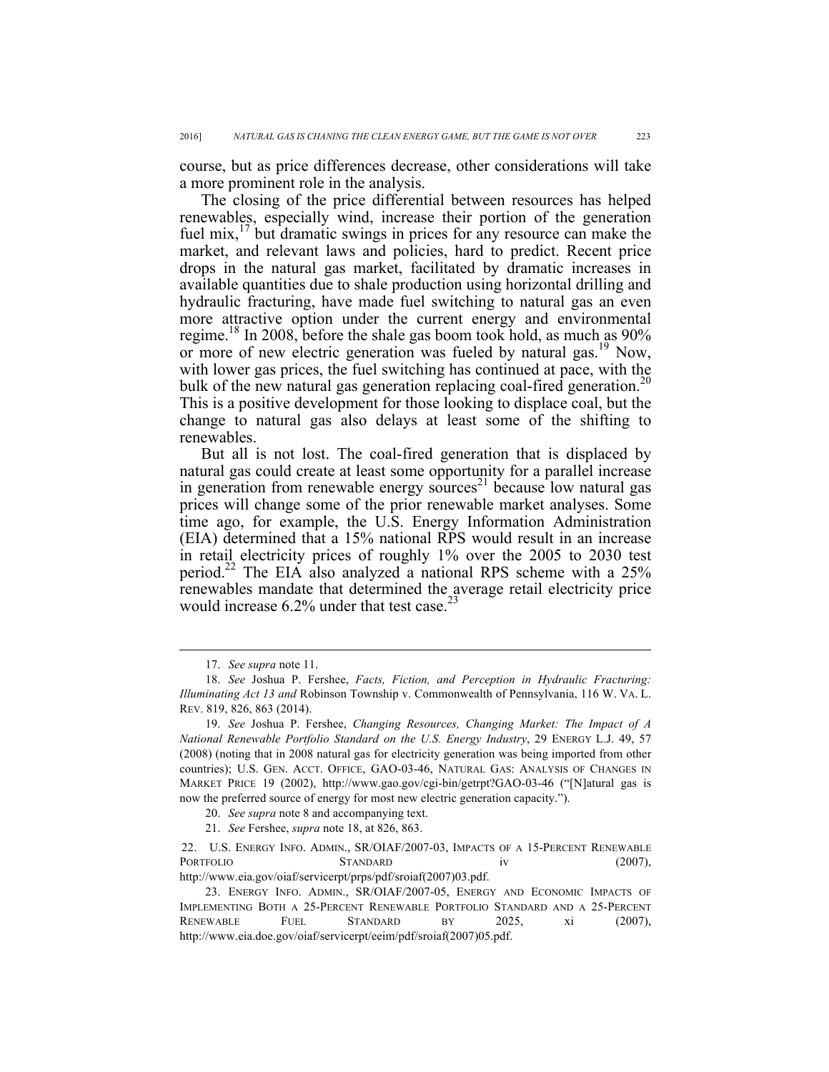course, but as price differences decrease, other considerations will take a more prominent role in the analysis.

The closing of the price differential between resources has helped renewables, especially wind, increase their portion of the generation fuel mix,[17] but dramatic swings in prices for any resource can make the market, and relevant laws and policies, hard to predict. Recent price drops in the natural gas market, facilitated by dramatic increases in available quantities due to shale production using horizontal drilling and hydraulic fracturing, have made fuel switching to natural gas an even more attractive option under the current energy and environmental regime.[18] In 2008, before the shale gas boom took hold, as much as 90% or more of new electric generation was fueled by natural gas.[19] Now, with lower gas prices, the fuel switching has continued at pace, with the bulk of the new natural gas generation replacing coal-fired generation.[20] This is a positive development for those looking to displace coal, but the change to natural gas also delays at least some of the shifting to renewables.

But all is not lost. The coal-fired generation that is displaced by natural gas could create at least some opportunity for a parallel increase in generation from renewable energy sources[21] because low natural gas prices will change some of the prior renewable market analyses. Some time ago, for example, the U.S. Energy Information Administration (EIA) determined that a 15% national RPS would result in an increase in retail electricity prices of roughly 1% over the 2005 to 2030 test period.[22] The EIA also analyzed a national RPS scheme with a 25% renewables mandate that determined the average retail electricity price would increase 6.2% under that test case.[23]

---

17. *See supra* note 11.

18. *See* Joshua P. Fershee, *Facts, Fiction, and Perception in Hydraulic Fracturing: Illuminating Act 13 and* Robinson Township v. Commonwealth of Pennsylvania, 116 W. VA. L. REV. 819, 826, 863 (2014).

19. *See* Joshua P. Fershee, *Changing Resources, Changing Market: The Impact of A National Renewable Portfolio Standard on the U.S. Energy Industry*, 29 ENERGY L.J. 49, 57 (2008) (noting that in 2008 natural gas for electricity generation was being imported from other countries); U.S. GEN. ACCT. OFFICE, GAO-03-46, NATURAL GAS: ANALYSIS OF CHANGES IN MARKET PRICE 19 (2002), http://www.gao.gov/cgi-bin/getrpt?GAO-03-46 ("[N]atural gas is now the preferred source of energy for most new electric generation capacity.").

20. *See supra* note 8 and accompanying text.

21. *See* Fershee, *supra* note 18, at 826, 863.

22. U.S. ENERGY INFO. ADMIN., SR/OIAF/2007-03, IMPACTS OF A 15-PERCENT RENEWABLE PORTFOLIO STANDARD iv (2007), http://www.eia.gov/oiaf/servicerpt/prps/pdf/sroiaf(2007)03.pdf.

23. ENERGY INFO. ADMIN., SR/OIAF/2007-05, ENERGY AND ECONOMIC IMPACTS OF IMPLEMENTING BOTH A 25-PERCENT RENEWABLE PORTFOLIO STANDARD AND A 25-PERCENT RENEWABLE FUEL STANDARD BY 2025, xi (2007), http://www.eia.doe.gov/oiaf/servicerpt/eeim/pdf/sroiaf(2007)05.pdf.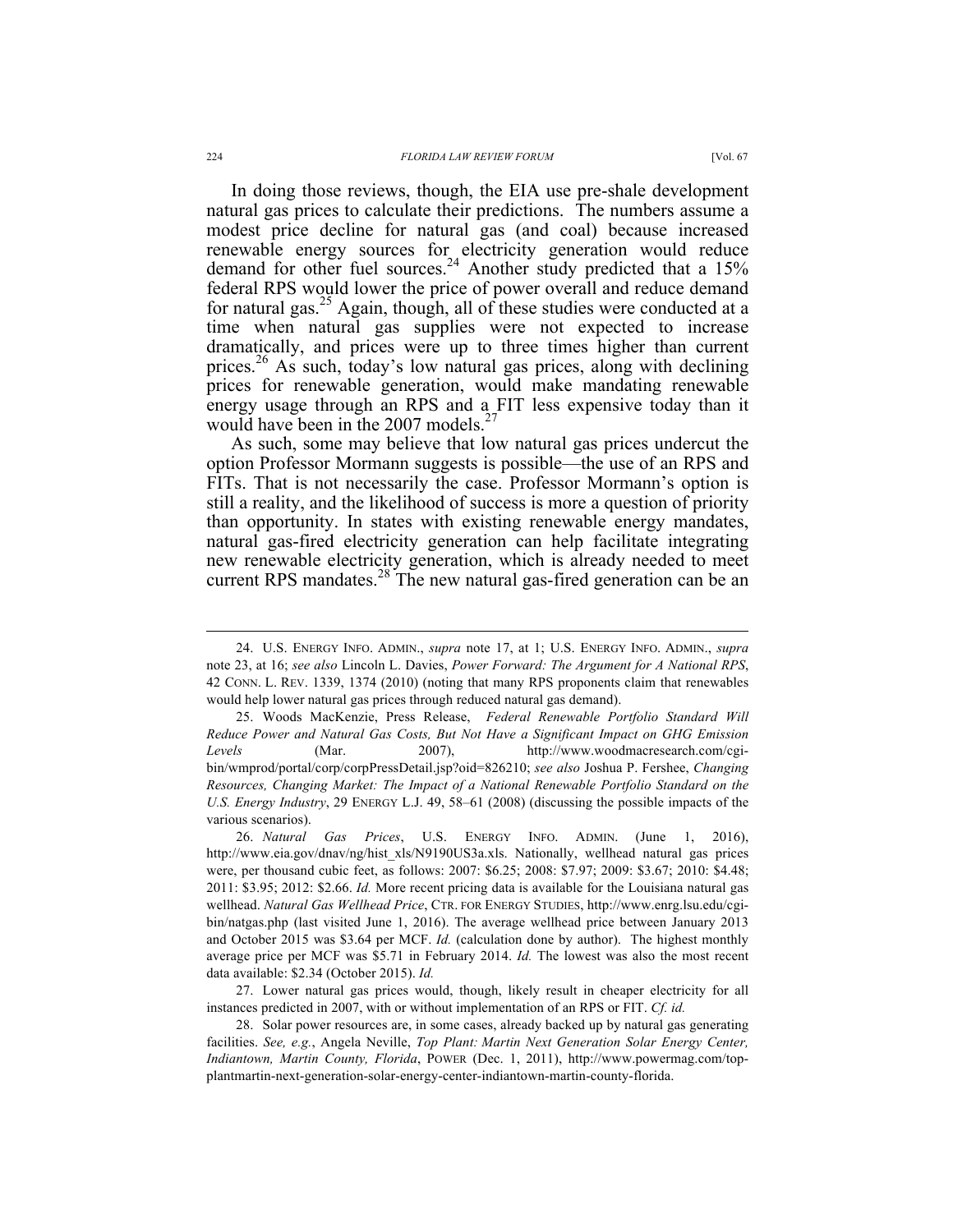In doing those reviews, though, the EIA use pre-shale development natural gas prices to calculate their predictions. The numbers assume a modest price decline for natural gas (and coal) because increased renewable energy sources for electricity generation would reduce demand for other fuel sources.[24] Another study predicted that a 15% federal RPS would lower the price of power overall and reduce demand for natural gas.[25] Again, though, all of these studies were conducted at a time when natural gas supplies were not expected to increase dramatically, and prices were up to three times higher than current prices.[26] As such, today's low natural gas prices, along with declining prices for renewable generation, would make mandating renewable energy usage through an RPS and a FIT less expensive today than it would have been in the 2007 models.[27]

As such, some may believe that low natural gas prices undercut the option Professor Mormann suggests is possible—the use of an RPS and FITs. That is not necessarily the case. Professor Mormann's option is still a reality, and the likelihood of success is more a question of priority than opportunity. In states with existing renewable energy mandates, natural gas-fired electricity generation can help facilitate integrating new renewable electricity generation, which is already needed to meet current RPS mandates.[28] The new natural gas-fired generation can be an

---

24. U.S. ENERGY INFO. ADMIN., *supra* note 17, at 1; U.S. ENERGY INFO. ADMIN., *supra* note 23, at 16; *see also* Lincoln L. Davies, *Power Forward: The Argument for A National RPS*, 42 CONN. L. REV. 1339, 1374 (2010) (noting that many RPS proponents claim that renewables would help lower natural gas prices through reduced natural gas demand).

25. Woods MacKenzie, Press Release, *Federal Renewable Portfolio Standard Will Reduce Power and Natural Gas Costs, But Not Have a Significant Impact on GHG Emission Levels* (Mar. 2007), http://www.woodmacresearch.com/cgi-bin/wmprod/portal/corp/corpPressDetail.jsp?oid=826210; *see also* Joshua P. Fershee, *Changing Resources, Changing Market: The Impact of a National Renewable Portfolio Standard on the U.S. Energy Industry*, 29 ENERGY L.J. 49, 58–61 (2008) (discussing the possible impacts of the various scenarios).

26. *Natural Gas Prices*, U.S. ENERGY INFO. ADMIN. (June 1, 2016), http://www.eia.gov/dnav/ng/hist_xls/N9190US3a.xls. Nationally, wellhead natural gas prices were, per thousand cubic feet, as follows: 2007: $6.25; 2008: $7.97; 2009: $3.67; 2010: $4.48; 2011: $3.95; 2012: $2.66. *Id.* More recent pricing data is available for the Louisiana natural gas wellhead. *Natural Gas Wellhead Price*, CTR. FOR ENERGY STUDIES, http://www.enrg.lsu.edu/cgi-bin/natgas.php (last visited June 1, 2016). The average wellhead price between January 2013 and October 2015 was $3.64 per MCF. *Id.* (calculation done by author). The highest monthly average price per MCF was $5.71 in February 2014. *Id.* The lowest was also the most recent data available: $2.34 (October 2015). *Id.*

27. Lower natural gas prices would, though, likely result in cheaper electricity for all instances predicted in 2007, with or without implementation of an RPS or FIT. *Cf. id.*

28. Solar power resources are, in some cases, already backed up by natural gas generating facilities. *See, e.g.*, Angela Neville, *Top Plant: Martin Next Generation Solar Energy Center, Indiantown, Martin County, Florida*, POWER (Dec. 1, 2011), http://www.powermag.com/top-plantmartin-next-generation-solar-energy-center-indiantown-martin-county-florida.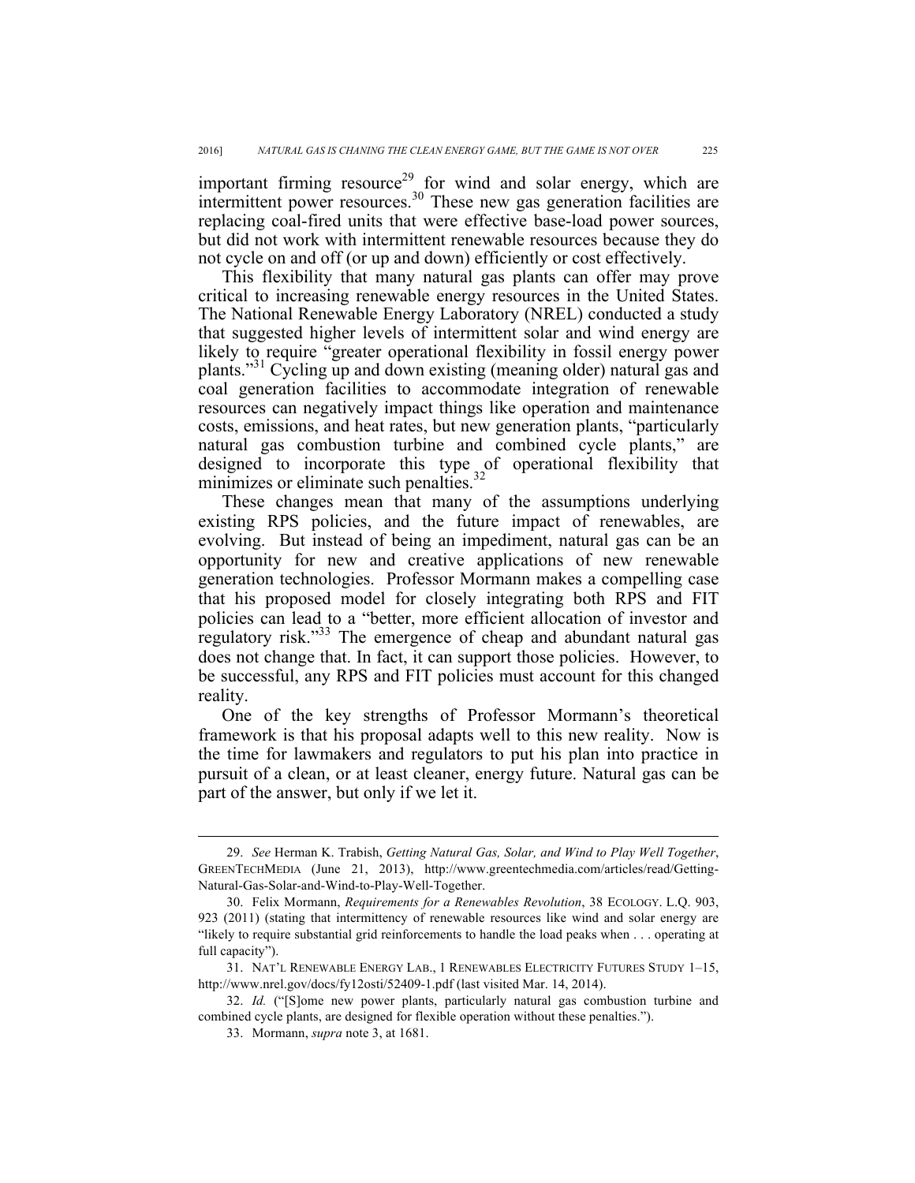important firming resource[29] for wind and solar energy, which are intermittent power resources.[30] These new gas generation facilities are replacing coal-fired units that were effective base-load power sources, but did not work with intermittent renewable resources because they do not cycle on and off (or up and down) efficiently or cost effectively.

This flexibility that many natural gas plants can offer may prove critical to increasing renewable energy resources in the United States. The National Renewable Energy Laboratory (NREL) conducted a study that suggested higher levels of intermittent solar and wind energy are likely to require "greater operational flexibility in fossil energy power plants."[31] Cycling up and down existing (meaning older) natural gas and coal generation facilities to accommodate integration of renewable resources can negatively impact things like operation and maintenance costs, emissions, and heat rates, but new generation plants, "particularly natural gas combustion turbine and combined cycle plants," are designed to incorporate this type of operational flexibility that minimizes or eliminate such penalties.[32]

These changes mean that many of the assumptions underlying existing RPS policies, and the future impact of renewables, are evolving. But instead of being an impediment, natural gas can be an opportunity for new and creative applications of new renewable generation technologies. Professor Mormann makes a compelling case that his proposed model for closely integrating both RPS and FIT policies can lead to a "better, more efficient allocation of investor and regulatory risk."[33] The emergence of cheap and abundant natural gas does not change that. In fact, it can support those policies. However, to be successful, any RPS and FIT policies must account for this changed reality.

One of the key strengths of Professor Mormann's theoretical framework is that his proposal adapts well to this new reality. Now is the time for lawmakers and regulators to put his plan into practice in pursuit of a clean, or at least cleaner, energy future. Natural gas can be part of the answer, but only if we let it.

---

29. *See* Herman K. Trabish, *Getting Natural Gas, Solar, and Wind to Play Well Together*, GREENTECHMEDIA (June 21, 2013), http://www.greentechmedia.com/articles/read/Getting-Natural-Gas-Solar-and-Wind-to-Play-Well-Together.

30. Felix Mormann, *Requirements for a Renewables Revolution*, 38 ECOLOGY. L.Q. 903, 923 (2011) (stating that intermittency of renewable resources like wind and solar energy are "likely to require substantial grid reinforcements to handle the load peaks when . . . operating at full capacity").

31. NAT'L RENEWABLE ENERGY LAB., 1 RENEWABLES ELECTRICITY FUTURES STUDY 1–15, http://www.nrel.gov/docs/fy12osti/52409-1.pdf (last visited Mar. 14, 2014).

32. *Id.* ("[S]ome new power plants, particularly natural gas combustion turbine and combined cycle plants, are designed for flexible operation without these penalties.").

33. Mormann, *supra* note 3, at 1681.